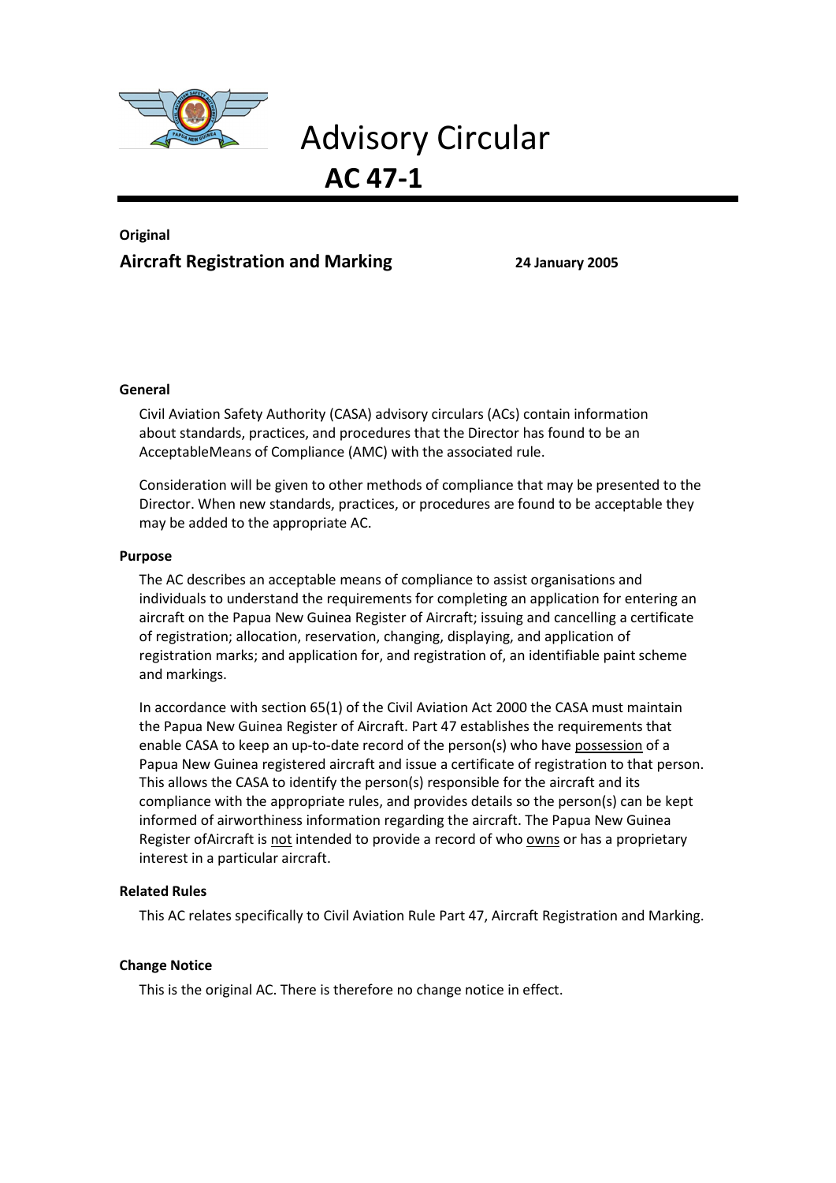# Advisory Circular

# AC 47-1

**Original**

**Aircraft Registration and Marking** **24 January 2005**

### General

Civil Aviation Safety Authority (CASA) advisory circulars (ACs) contain information about standards, practices, and procedures that the Director has found to be an AcceptableMeans of Compliance (AMC) with the associated rule.

Consideration will be given to other methods of compliance that may be presented to the Director. When new standards, practices, or procedures are found to be acceptable they may be added to the appropriate AC.

### Purpose

The AC describes an acceptable means of compliance to assist organisations and individuals to understand the requirements for completing an application for entering an aircraft on the Papua New Guinea Register of Aircraft; issuing and cancelling a certificate of registration; allocation, reservation, changing, displaying, and application of registration marks; and application for, and registration of, an identifiable paint scheme and markings.

In accordance with section 65(1) of the Civil Aviation Act 2000 the CASA must maintain the Papua New Guinea Register of Aircraft. Part 47 establishes the requirements that enable CASA to keep an up-to-date record of the person(s) who have possession of a Papua New Guinea registered aircraft and issue a certificate of registration to that person. This allows the CASA to identify the person(s) responsible for the aircraft and its compliance with the appropriate rules, and provides details so the person(s) can be kept informed of airworthiness information regarding the aircraft. The Papua New Guinea Register ofAircraft is not intended to provide a record of who owns or has a proprietary interest in a particular aircraft.

### Related Rules

This AC relates specifically to Civil Aviation Rule Part 47, Aircraft Registration and Marking.

### Change Notice

This is the original AC. There is therefore no change notice in effect.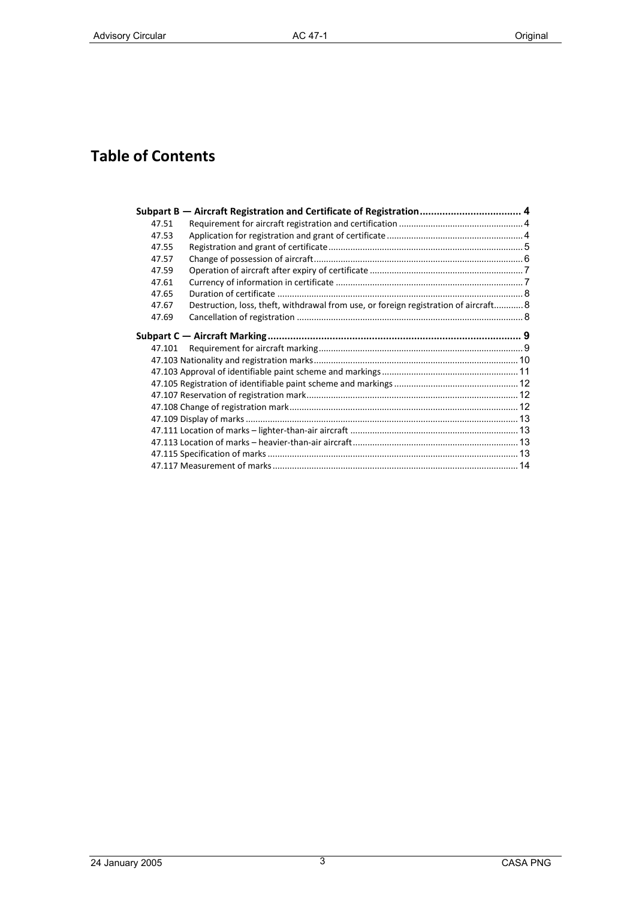# Table of Contents

**Subpart B — Aircraft Registration and Certificate of Registration .................................... 4**

47.51 Requirement for aircraft registration and certification .................................................. 4
47.53 Application for registration and grant of certificate ....................................................... 4
47.55 Registration and grant of certificate ............................................................................... 5
47.57 Change of possession of aircraft ..................................................................................... 6
47.59 Operation of aircraft after expiry of certificate .............................................................. 7
47.61 Currency of information in certificate ............................................................................ 7
47.65 Duration of certificate .................................................................................................... 8
47.67 Destruction, loss, theft, withdrawal from use, or foreign registration of aircraft ............ 8
47.69 Cancellation of registration ............................................................................................ 8

**Subpart C — Aircraft Marking ........................................................................................ 9**

47.101 Requirement for aircraft marking ................................................................................... 9
47.103 Nationality and registration marks ................................................................................... 10
47.103 Approval of identifiable paint scheme and markings ........................................................ 11
47.105 Registration of identifiable paint scheme and markings ................................................... 12
47.107 Reservation of registration mark ...................................................................................... 12
47.108 Change of registration mark ............................................................................................. 12
47.109 Display of marks ............................................................................................................... 13
47.111 Location of marks – lighter-than-air aircraft ..................................................................... 13
47.113 Location of marks – heavier-than-air aircraft .................................................................... 13
47.115 Specification of marks ...................................................................................................... 13
47.117 Measurement of marks ..................................................................................................... 14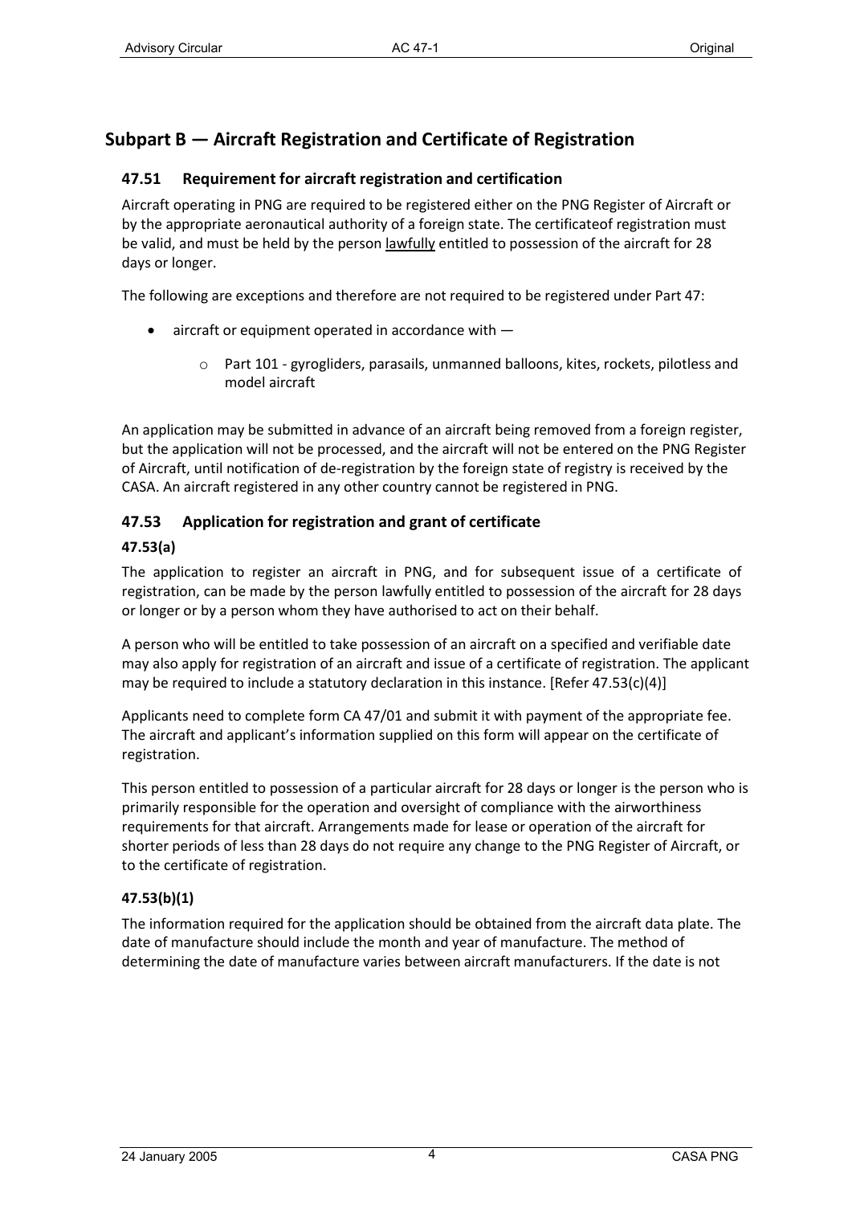## Subpart B — Aircraft Registration and Certificate of Registration

### 47.51 Requirement for aircraft registration and certification

Aircraft operating in PNG are required to be registered either on the PNG Register of Aircraft or by the appropriate aeronautical authority of a foreign state. The certificateof registration must be valid, and must be held by the person lawfully entitled to possession of the aircraft for 28 days or longer.

The following are exceptions and therefore are not required to be registered under Part 47:

- aircraft or equipment operated in accordance with —
  - Part 101 - gyrogliders, parasails, unmanned balloons, kites, rockets, pilotless and model aircraft

An application may be submitted in advance of an aircraft being removed from a foreign register, but the application will not be processed, and the aircraft will not be entered on the PNG Register of Aircraft, until notification of de-registration by the foreign state of registry is received by the CASA. An aircraft registered in any other country cannot be registered in PNG.

### 47.53 Application for registration and grant of certificate

#### 47.53(a)

The application to register an aircraft in PNG, and for subsequent issue of a certificate of registration, can be made by the person lawfully entitled to possession of the aircraft for 28 days or longer or by a person whom they have authorised to act on their behalf.

A person who will be entitled to take possession of an aircraft on a specified and verifiable date may also apply for registration of an aircraft and issue of a certificate of registration. The applicant may be required to include a statutory declaration in this instance. [Refer 47.53(c)(4)]

Applicants need to complete form CA 47/01 and submit it with payment of the appropriate fee. The aircraft and applicant's information supplied on this form will appear on the certificate of registration.

This person entitled to possession of a particular aircraft for 28 days or longer is the person who is primarily responsible for the operation and oversight of compliance with the airworthiness requirements for that aircraft. Arrangements made for lease or operation of the aircraft for shorter periods of less than 28 days do not require any change to the PNG Register of Aircraft, or to the certificate of registration.

#### 47.53(b)(1)

The information required for the application should be obtained from the aircraft data plate. The date of manufacture should include the month and year of manufacture. The method of determining the date of manufacture varies between aircraft manufacturers. If the date is not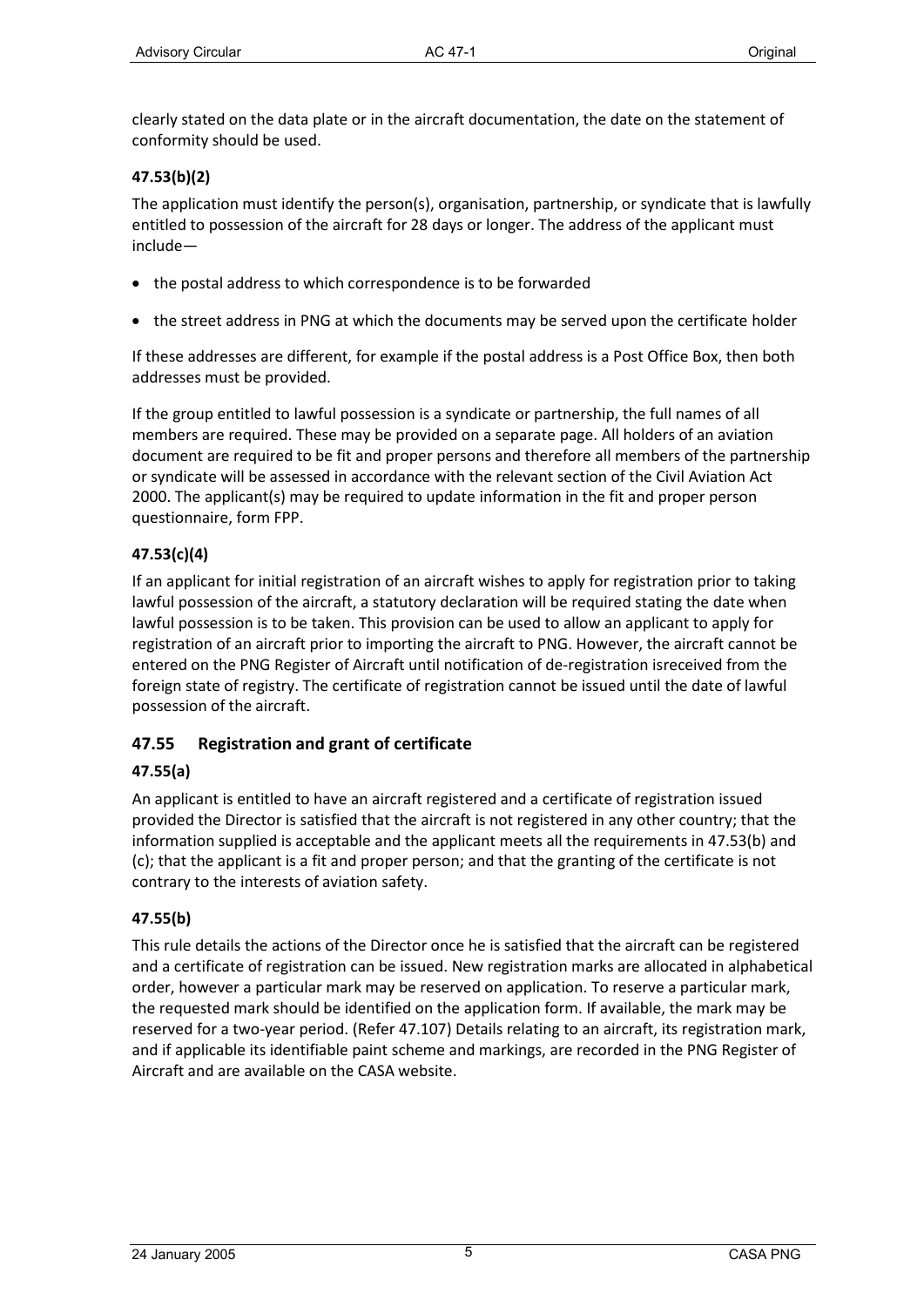clearly stated on the data plate or in the aircraft documentation, the date on the statement of conformity should be used.

### 47.53(b)(2)

The application must identify the person(s), organisation, partnership, or syndicate that is lawfully entitled to possession of the aircraft for 28 days or longer. The address of the applicant must include—

- the postal address to which correspondence is to be forwarded
- the street address in PNG at which the documents may be served upon the certificate holder

If these addresses are different, for example if the postal address is a Post Office Box, then both addresses must be provided.

If the group entitled to lawful possession is a syndicate or partnership, the full names of all members are required. These may be provided on a separate page. All holders of an aviation document are required to be fit and proper persons and therefore all members of the partnership or syndicate will be assessed in accordance with the relevant section of the Civil Aviation Act 2000. The applicant(s) may be required to update information in the fit and proper person questionnaire, form FPP.

### 47.53(c)(4)

If an applicant for initial registration of an aircraft wishes to apply for registration prior to taking lawful possession of the aircraft, a statutory declaration will be required stating the date when lawful possession is to be taken. This provision can be used to allow an applicant to apply for registration of an aircraft prior to importing the aircraft to PNG. However, the aircraft cannot be entered on the PNG Register of Aircraft until notification of de-registration isreceived from the foreign state of registry. The certificate of registration cannot be issued until the date of lawful possession of the aircraft.

## 47.55 Registration and grant of certificate

### 47.55(a)

An applicant is entitled to have an aircraft registered and a certificate of registration issued provided the Director is satisfied that the aircraft is not registered in any other country; that the information supplied is acceptable and the applicant meets all the requirements in 47.53(b) and (c); that the applicant is a fit and proper person; and that the granting of the certificate is not contrary to the interests of aviation safety.

### 47.55(b)

This rule details the actions of the Director once he is satisfied that the aircraft can be registered and a certificate of registration can be issued. New registration marks are allocated in alphabetical order, however a particular mark may be reserved on application. To reserve a particular mark, the requested mark should be identified on the application form. If available, the mark may be reserved for a two-year period. (Refer 47.107) Details relating to an aircraft, its registration mark, and if applicable its identifiable paint scheme and markings, are recorded in the PNG Register of Aircraft and are available on the CASA website.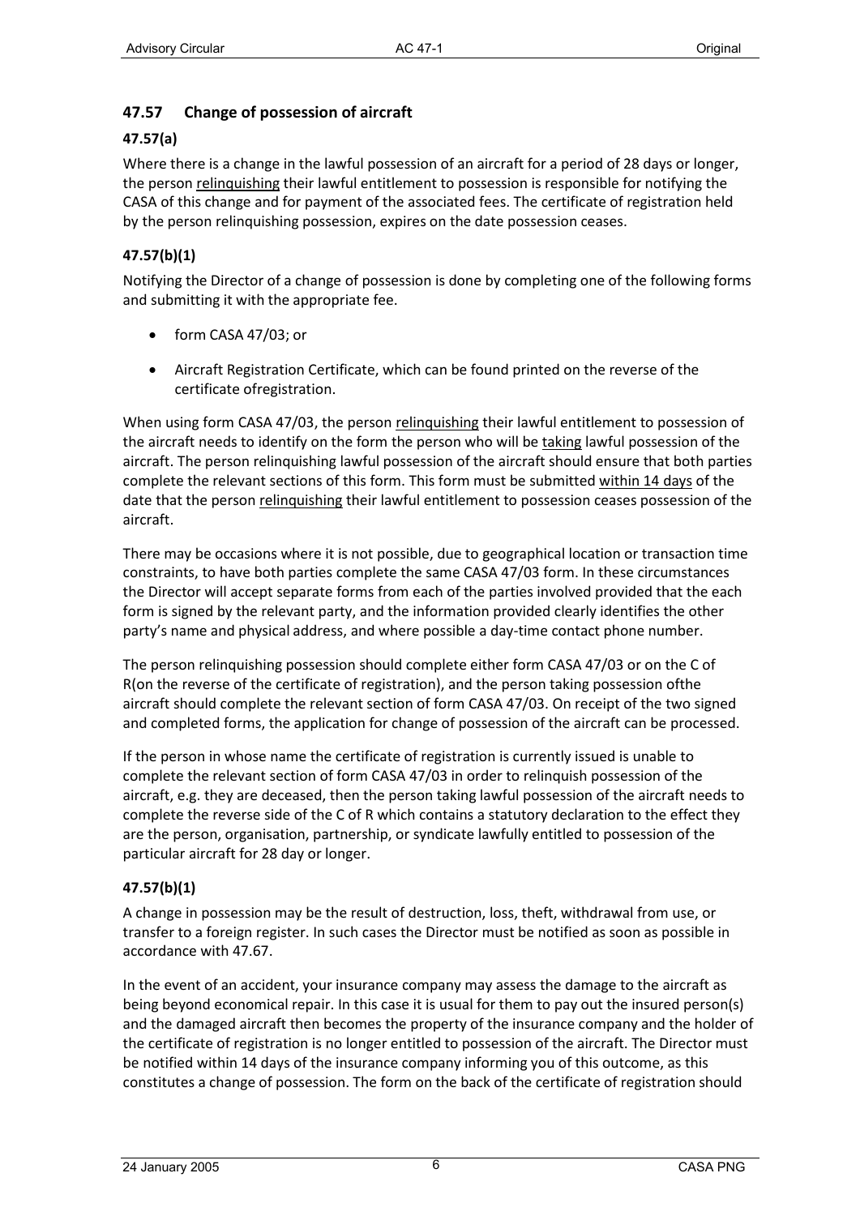## 47.57 Change of possession of aircraft

### 47.57(a)

Where there is a change in the lawful possession of an aircraft for a period of 28 days or longer, the person relinquishing their lawful entitlement to possession is responsible for notifying the CASA of this change and for payment of the associated fees. The certificate of registration held by the person relinquishing possession, expires on the date possession ceases.

### 47.57(b)(1)

Notifying the Director of a change of possession is done by completing one of the following forms and submitting it with the appropriate fee.

- form CASA 47/03; or
- Aircraft Registration Certificate, which can be found printed on the reverse of the certificate ofregistration.

When using form CASA 47/03, the person relinquishing their lawful entitlement to possession of the aircraft needs to identify on the form the person who will be taking lawful possession of the aircraft. The person relinquishing lawful possession of the aircraft should ensure that both parties complete the relevant sections of this form. This form must be submitted within 14 days of the date that the person relinquishing their lawful entitlement to possession ceases possession of the aircraft.

There may be occasions where it is not possible, due to geographical location or transaction time constraints, to have both parties complete the same CASA 47/03 form. In these circumstances the Director will accept separate forms from each of the parties involved provided that the each form is signed by the relevant party, and the information provided clearly identifies the other party's name and physical address, and where possible a day-time contact phone number.

The person relinquishing possession should complete either form CASA 47/03 or on the C of R(on the reverse of the certificate of registration), and the person taking possession ofthe aircraft should complete the relevant section of form CASA 47/03. On receipt of the two signed and completed forms, the application for change of possession of the aircraft can be processed.

If the person in whose name the certificate of registration is currently issued is unable to complete the relevant section of form CASA 47/03 in order to relinquish possession of the aircraft, e.g. they are deceased, then the person taking lawful possession of the aircraft needs to complete the reverse side of the C of R which contains a statutory declaration to the effect they are the person, organisation, partnership, or syndicate lawfully entitled to possession of the particular aircraft for 28 day or longer.

### 47.57(b)(1)

A change in possession may be the result of destruction, loss, theft, withdrawal from use, or transfer to a foreign register. In such cases the Director must be notified as soon as possible in accordance with 47.67.

In the event of an accident, your insurance company may assess the damage to the aircraft as being beyond economical repair. In this case it is usual for them to pay out the insured person(s) and the damaged aircraft then becomes the property of the insurance company and the holder of the certificate of registration is no longer entitled to possession of the aircraft. The Director must be notified within 14 days of the insurance company informing you of this outcome, as this constitutes a change of possession. The form on the back of the certificate of registration should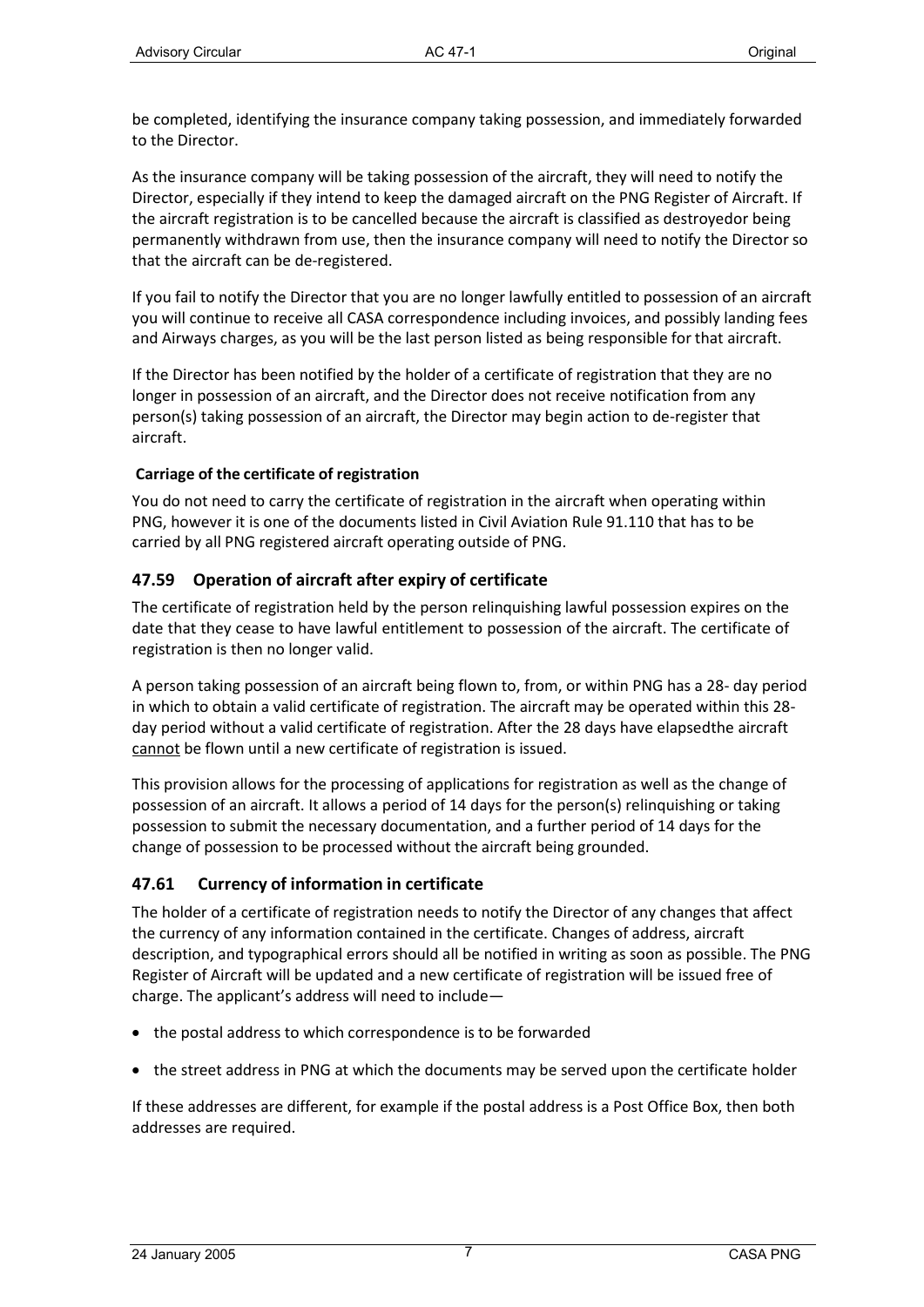be completed, identifying the insurance company taking possession, and immediately forwarded to the Director.

As the insurance company will be taking possession of the aircraft, they will need to notify the Director, especially if they intend to keep the damaged aircraft on the PNG Register of Aircraft. If the aircraft registration is to be cancelled because the aircraft is classified as destroyedor being permanently withdrawn from use, then the insurance company will need to notify the Director so that the aircraft can be de-registered.

If you fail to notify the Director that you are no longer lawfully entitled to possession of an aircraft you will continue to receive all CASA correspondence including invoices, and possibly landing fees and Airways charges, as you will be the last person listed as being responsible for that aircraft.

If the Director has been notified by the holder of a certificate of registration that they are no longer in possession of an aircraft, and the Director does not receive notification from any person(s) taking possession of an aircraft, the Director may begin action to de-register that aircraft.

**Carriage of the certificate of registration**

You do not need to carry the certificate of registration in the aircraft when operating within PNG, however it is one of the documents listed in Civil Aviation Rule 91.110 that has to be carried by all PNG registered aircraft operating outside of PNG.

## 47.59 Operation of aircraft after expiry of certificate

The certificate of registration held by the person relinquishing lawful possession expires on the date that they cease to have lawful entitlement to possession of the aircraft. The certificate of registration is then no longer valid.

A person taking possession of an aircraft being flown to, from, or within PNG has a 28- day period in which to obtain a valid certificate of registration. The aircraft may be operated within this 28-day period without a valid certificate of registration. After the 28 days have elapsedthe aircraft cannot be flown until a new certificate of registration is issued.

This provision allows for the processing of applications for registration as well as the change of possession of an aircraft. It allows a period of 14 days for the person(s) relinquishing or taking possession to submit the necessary documentation, and a further period of 14 days for the change of possession to be processed without the aircraft being grounded.

## 47.61 Currency of information in certificate

The holder of a certificate of registration needs to notify the Director of any changes that affect the currency of any information contained in the certificate. Changes of address, aircraft description, and typographical errors should all be notified in writing as soon as possible. The PNG Register of Aircraft will be updated and a new certificate of registration will be issued free of charge. The applicant's address will need to include—

- the postal address to which correspondence is to be forwarded
- the street address in PNG at which the documents may be served upon the certificate holder

If these addresses are different, for example if the postal address is a Post Office Box, then both addresses are required.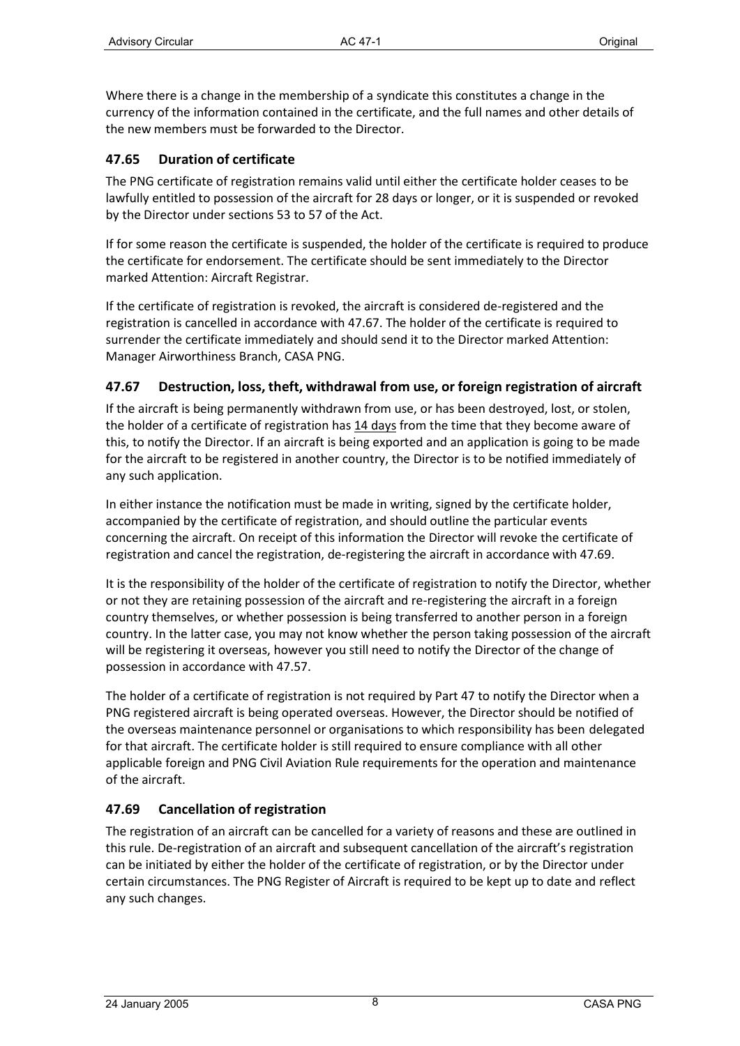Where there is a change in the membership of a syndicate this constitutes a change in the currency of the information contained in the certificate, and the full names and other details of the new members must be forwarded to the Director.

## 47.65 Duration of certificate

The PNG certificate of registration remains valid until either the certificate holder ceases to be lawfully entitled to possession of the aircraft for 28 days or longer, or it is suspended or revoked by the Director under sections 53 to 57 of the Act.

If for some reason the certificate is suspended, the holder of the certificate is required to produce the certificate for endorsement. The certificate should be sent immediately to the Director marked Attention: Aircraft Registrar.

If the certificate of registration is revoked, the aircraft is considered de-registered and the registration is cancelled in accordance with 47.67. The holder of the certificate is required to surrender the certificate immediately and should send it to the Director marked Attention: Manager Airworthiness Branch, CASA PNG.

## 47.67 Destruction, loss, theft, withdrawal from use, or foreign registration of aircraft

If the aircraft is being permanently withdrawn from use, or has been destroyed, lost, or stolen, the holder of a certificate of registration has <u>14 days</u> from the time that they become aware of this, to notify the Director. If an aircraft is being exported and an application is going to be made for the aircraft to be registered in another country, the Director is to be notified immediately of any such application.

In either instance the notification must be made in writing, signed by the certificate holder, accompanied by the certificate of registration, and should outline the particular events concerning the aircraft. On receipt of this information the Director will revoke the certificate of registration and cancel the registration, de-registering the aircraft in accordance with 47.69.

It is the responsibility of the holder of the certificate of registration to notify the Director, whether or not they are retaining possession of the aircraft and re-registering the aircraft in a foreign country themselves, or whether possession is being transferred to another person in a foreign country. In the latter case, you may not know whether the person taking possession of the aircraft will be registering it overseas, however you still need to notify the Director of the change of possession in accordance with 47.57.

The holder of a certificate of registration is not required by Part 47 to notify the Director when a PNG registered aircraft is being operated overseas. However, the Director should be notified of the overseas maintenance personnel or organisations to which responsibility has been delegated for that aircraft. The certificate holder is still required to ensure compliance with all other applicable foreign and PNG Civil Aviation Rule requirements for the operation and maintenance of the aircraft.

## 47.69 Cancellation of registration

The registration of an aircraft can be cancelled for a variety of reasons and these are outlined in this rule. De-registration of an aircraft and subsequent cancellation of the aircraft's registration can be initiated by either the holder of the certificate of registration, or by the Director under certain circumstances. The PNG Register of Aircraft is required to be kept up to date and reflect any such changes.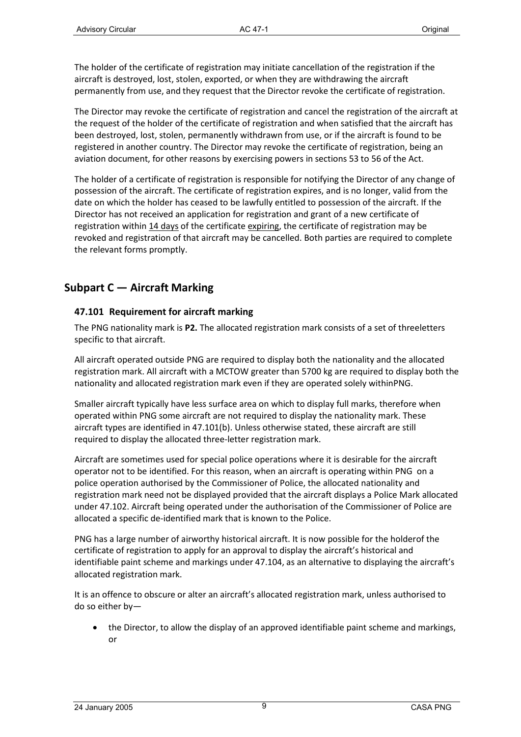The holder of the certificate of registration may initiate cancellation of the registration if the aircraft is destroyed, lost, stolen, exported, or when they are withdrawing the aircraft permanently from use, and they request that the Director revoke the certificate of registration.

The Director may revoke the certificate of registration and cancel the registration of the aircraft at the request of the holder of the certificate of registration and when satisfied that the aircraft has been destroyed, lost, stolen, permanently withdrawn from use, or if the aircraft is found to be registered in another country. The Director may revoke the certificate of registration, being an aviation document, for other reasons by exercising powers in sections 53 to 56 of the Act.

The holder of a certificate of registration is responsible for notifying the Director of any change of possession of the aircraft. The certificate of registration expires, and is no longer, valid from the date on which the holder has ceased to be lawfully entitled to possession of the aircraft. If the Director has not received an application for registration and grant of a new certificate of registration within 14 days of the certificate expiring, the certificate of registration may be revoked and registration of that aircraft may be cancelled. Both parties are required to complete the relevant forms promptly.

## Subpart C — Aircraft Marking

### 47.101 Requirement for aircraft marking

The PNG nationality mark is **P2.** The allocated registration mark consists of a set of threeletters specific to that aircraft.

All aircraft operated outside PNG are required to display both the nationality and the allocated registration mark. All aircraft with a MCTOW greater than 5700 kg are required to display both the nationality and allocated registration mark even if they are operated solely withinPNG.

Smaller aircraft typically have less surface area on which to display full marks, therefore when operated within PNG some aircraft are not required to display the nationality mark. These aircraft types are identified in 47.101(b). Unless otherwise stated, these aircraft are still required to display the allocated three-letter registration mark.

Aircraft are sometimes used for special police operations where it is desirable for the aircraft operator not to be identified. For this reason, when an aircraft is operating within PNG on a police operation authorised by the Commissioner of Police, the allocated nationality and registration mark need not be displayed provided that the aircraft displays a Police Mark allocated under 47.102. Aircraft being operated under the authorisation of the Commissioner of Police are allocated a specific de-identified mark that is known to the Police.

PNG has a large number of airworthy historical aircraft. It is now possible for the holderof the certificate of registration to apply for an approval to display the aircraft's historical and identifiable paint scheme and markings under 47.104, as an alternative to displaying the aircraft's allocated registration mark.

It is an offence to obscure or alter an aircraft's allocated registration mark, unless authorised to do so either by—

- the Director, to allow the display of an approved identifiable paint scheme and markings, or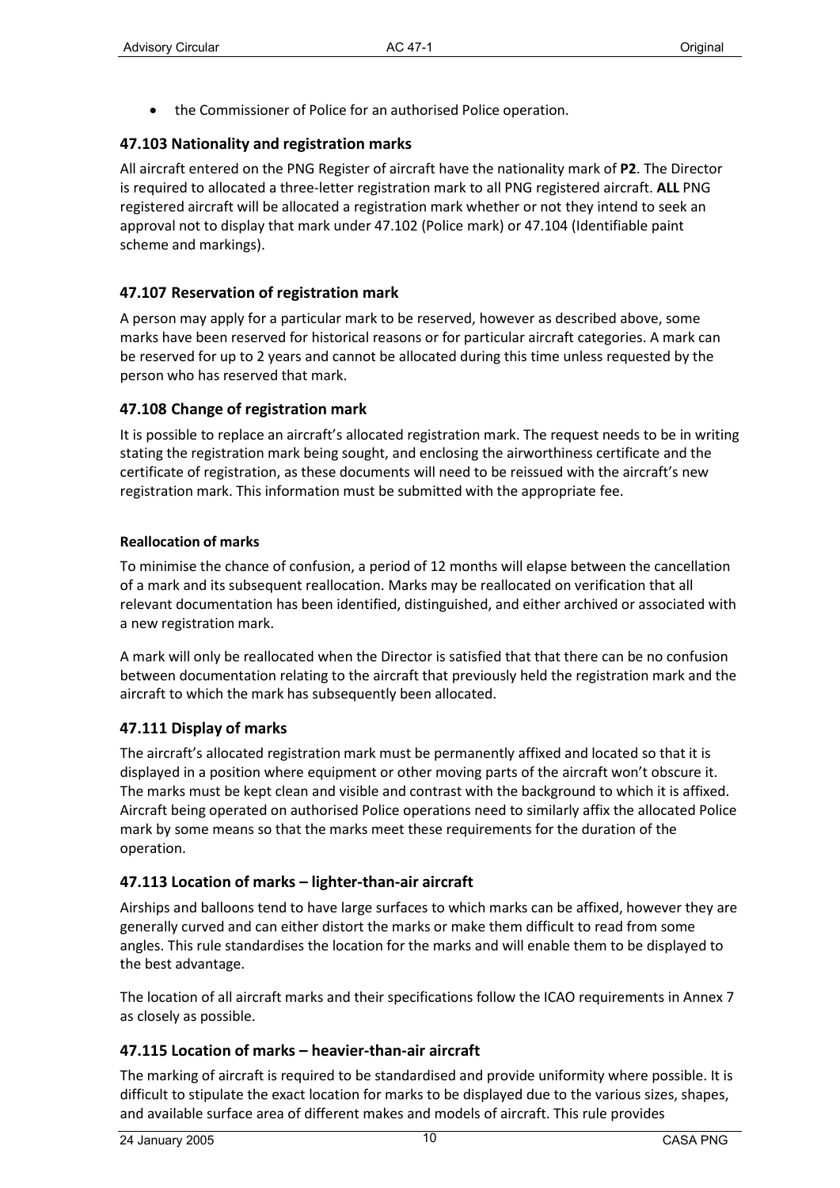- the Commissioner of Police for an authorised Police operation.

### 47.103 Nationality and registration marks

All aircraft entered on the PNG Register of aircraft have the nationality mark of **P2**. The Director is required to allocated a three-letter registration mark to all PNG registered aircraft. **ALL** PNG registered aircraft will be allocated a registration mark whether or not they intend to seek an approval not to display that mark under 47.102 (Police mark) or 47.104 (Identifiable paint scheme and markings).

### 47.107 Reservation of registration mark

A person may apply for a particular mark to be reserved, however as described above, some marks have been reserved for historical reasons or for particular aircraft categories. A mark can be reserved for up to 2 years and cannot be allocated during this time unless requested by the person who has reserved that mark.

### 47.108 Change of registration mark

It is possible to replace an aircraft's allocated registration mark. The request needs to be in writing stating the registration mark being sought, and enclosing the airworthiness certificate and the certificate of registration, as these documents will need to be reissued with the aircraft's new registration mark. This information must be submitted with the appropriate fee.

#### Reallocation of marks

To minimise the chance of confusion, a period of 12 months will elapse between the cancellation of a mark and its subsequent reallocation. Marks may be reallocated on verification that all relevant documentation has been identified, distinguished, and either archived or associated with a new registration mark.

A mark will only be reallocated when the Director is satisfied that that there can be no confusion between documentation relating to the aircraft that previously held the registration mark and the aircraft to which the mark has subsequently been allocated.

### 47.111 Display of marks

The aircraft's allocated registration mark must be permanently affixed and located so that it is displayed in a position where equipment or other moving parts of the aircraft won't obscure it. The marks must be kept clean and visible and contrast with the background to which it is affixed. Aircraft being operated on authorised Police operations need to similarly affix the allocated Police mark by some means so that the marks meet these requirements for the duration of the operation.

### 47.113 Location of marks – lighter-than-air aircraft

Airships and balloons tend to have large surfaces to which marks can be affixed, however they are generally curved and can either distort the marks or make them difficult to read from some angles. This rule standardises the location for the marks and will enable them to be displayed to the best advantage.

The location of all aircraft marks and their specifications follow the ICAO requirements in Annex 7 as closely as possible.

### 47.115 Location of marks – heavier-than-air aircraft

The marking of aircraft is required to be standardised and provide uniformity where possible. It is difficult to stipulate the exact location for marks to be displayed due to the various sizes, shapes, and available surface area of different makes and models of aircraft. This rule provides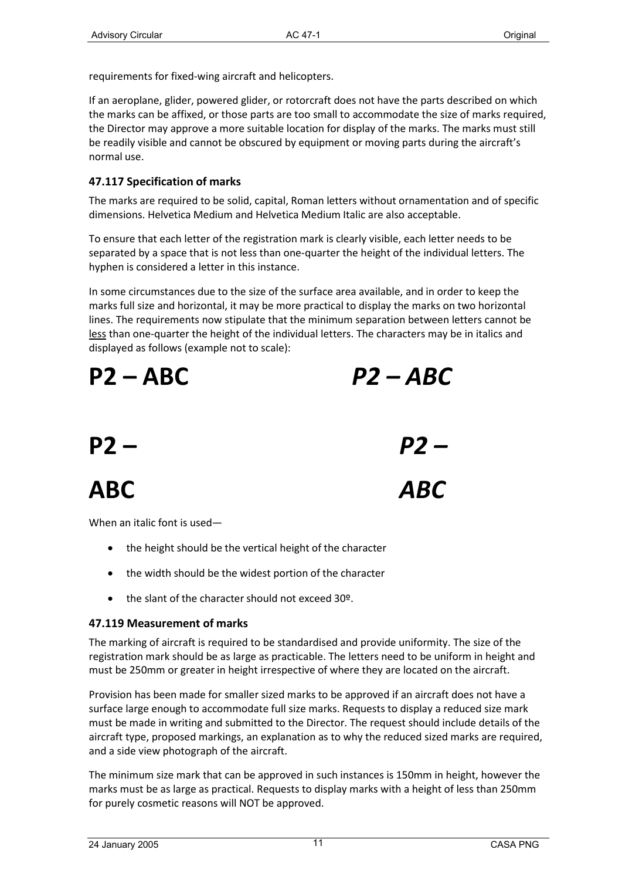requirements for fixed-wing aircraft and helicopters.

If an aeroplane, glider, powered glider, or rotorcraft does not have the parts described on which the marks can be affixed, or those parts are too small to accommodate the size of marks required, the Director may approve a more suitable location for display of the marks. The marks must still be readily visible and cannot be obscured by equipment or moving parts during the aircraft's normal use.

### 47.117 Specification of marks

The marks are required to be solid, capital, Roman letters without ornamentation and of specific dimensions. Helvetica Medium and Helvetica Medium Italic are also acceptable.

To ensure that each letter of the registration mark is clearly visible, each letter needs to be separated by a space that is not less than one-quarter the height of the individual letters. The hyphen is considered a letter in this instance.

In some circumstances due to the size of the surface area available, and in order to keep the marks full size and horizontal, it may be more practical to display the marks on two horizontal lines. The requirements now stipulate that the minimum separation between letters cannot be less than one-quarter the height of the individual letters. The characters may be in italics and displayed as follows (example not to scale):

**P2 – ABC** ***P2 – ABC***

**P2 –** ***P2 –***

**ABC** ***ABC***

When an italic font is used—

- the height should be the vertical height of the character
- the width should be the widest portion of the character
- the slant of the character should not exceed 30º.

### 47.119 Measurement of marks

The marking of aircraft is required to be standardised and provide uniformity. The size of the registration mark should be as large as practicable. The letters need to be uniform in height and must be 250mm or greater in height irrespective of where they are located on the aircraft.

Provision has been made for smaller sized marks to be approved if an aircraft does not have a surface large enough to accommodate full size marks. Requests to display a reduced size mark must be made in writing and submitted to the Director. The request should include details of the aircraft type, proposed markings, an explanation as to why the reduced sized marks are required, and a side view photograph of the aircraft.

The minimum size mark that can be approved in such instances is 150mm in height, however the marks must be as large as practical. Requests to display marks with a height of less than 250mm for purely cosmetic reasons will NOT be approved.